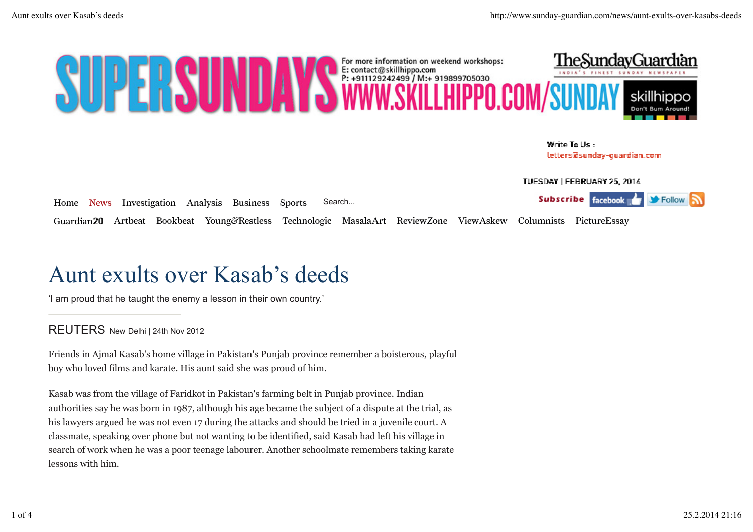# Aunt exults over Kasab's deeds

'I am proud that he taught the enemy a lesson in their own country.'

REUTERS New Delhi | 24th Nov 2012

Friends in Ajmal Kasab's home village in Pakistan's Punjab province remember a boisterous, playful boy who loved films and karate. His aunt said she was proud of him.

Kasab was from the village of Faridkot in Pakistan's farming belt in Punjab province. Indian authorities say he was born in 1987, although his age became the subject of a dispute at the trial, as his lawyers argued he was not even 17 during the attacks and should be tried in a juvenile court. A classmate, speaking over phone but not wanting to be identified, said Kasab had left his village in search of work when he was a poor teenage labourer. Another schoolmate remembers taking karate lessons with him.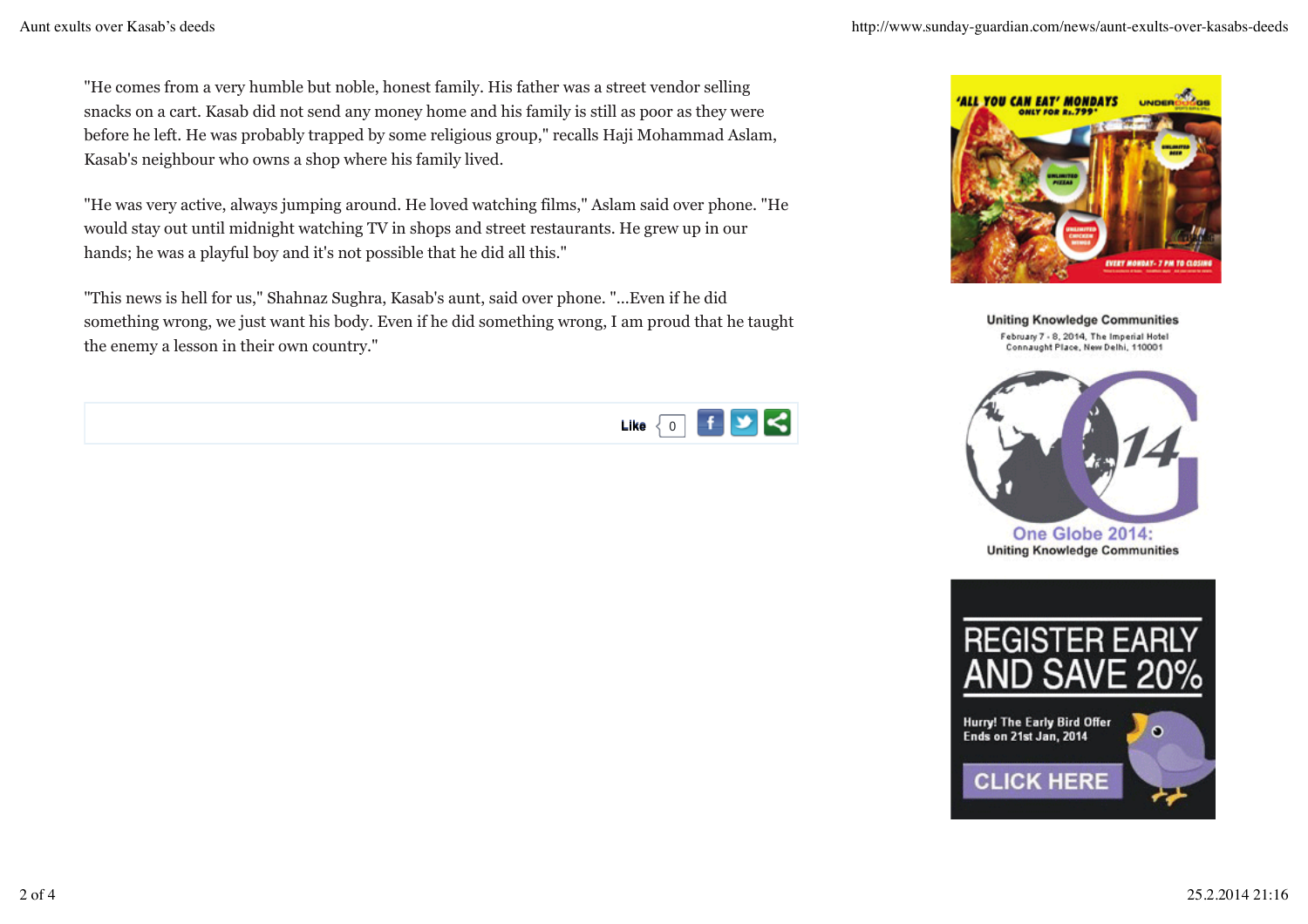"He comes from a very humble but noble, honest family. His father was a street vendor selling snacks on a cart. Kasab did not send any money home and his family is still as poor as they were before he left. He was probably trapped by some religious group," recalls Haji Mohammad Aslam, Kasab's neighbour who owns a shop where his family lived.

"He was very active, always jumping around. He loved watching films," Aslam said over phone. "He would stay out until midnight watching TV in shops and street restaurants. He grew up in our hands; he was a playful boy and it's not possible that he did all this."

"This news is hell for us," Shahnaz Sughra, Kasab's aunt, said over phone. "...Even if he did something wrong, we just want his body. Even if he did something wrong, I am proud that he taught the enemy a lesson in their own country."